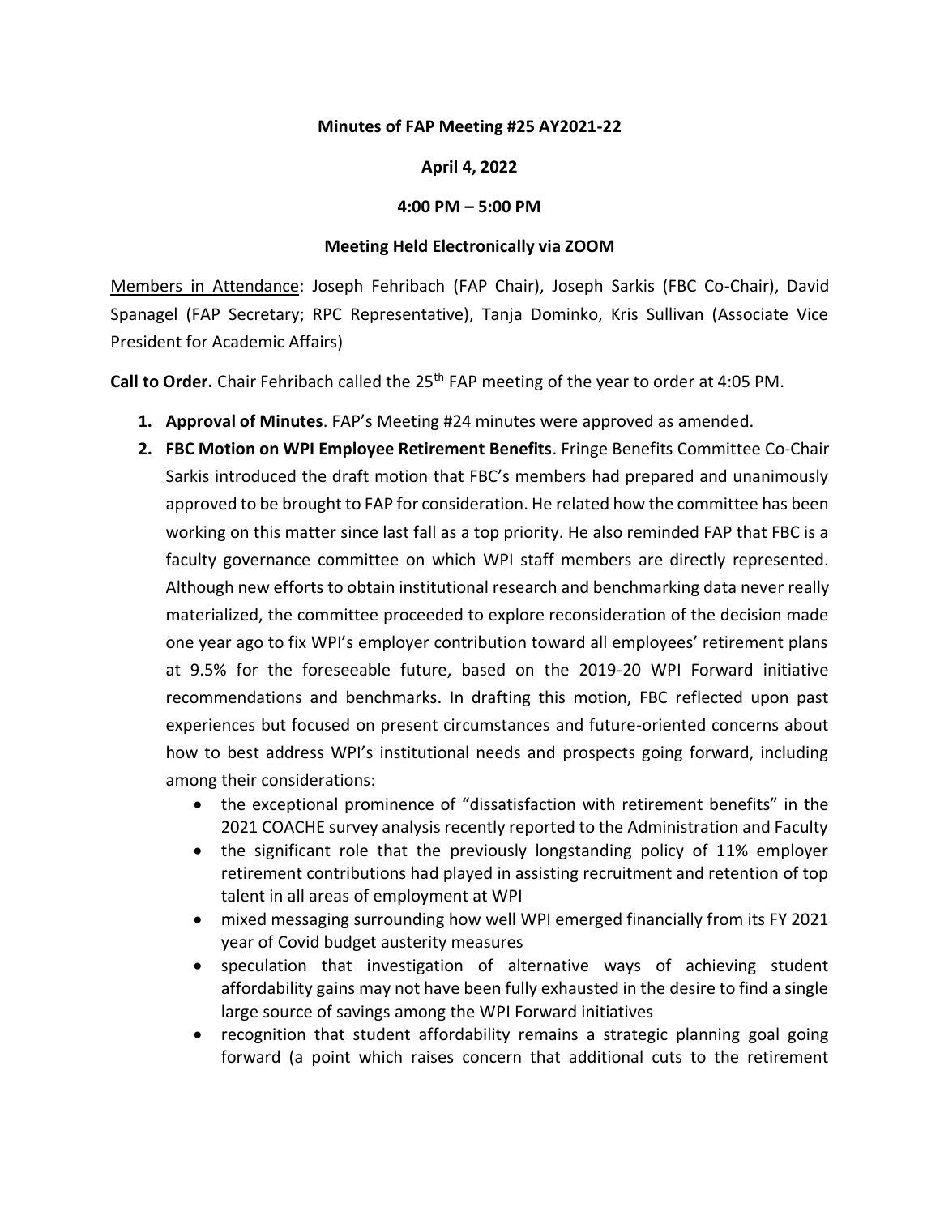**Minutes of FAP Meeting #25 AY2021-22**

**April 4, 2022**

**4:00 PM – 5:00 PM**

**Meeting Held Electronically via ZOOM**

Members in Attendance: Joseph Fehribach (FAP Chair), Joseph Sarkis (FBC Co-Chair), David Spanagel (FAP Secretary; RPC Representative), Tanja Dominko, Kris Sullivan (Associate Vice President for Academic Affairs)

**Call to Order.** Chair Fehribach called the 25th FAP meeting of the year to order at 4:05 PM.

1. **Approval of Minutes**. FAP's Meeting #24 minutes were approved as amended.
2. **FBC Motion on WPI Employee Retirement Benefits**. Fringe Benefits Committee Co-Chair Sarkis introduced the draft motion that FBC's members had prepared and unanimously approved to be brought to FAP for consideration. He related how the committee has been working on this matter since last fall as a top priority. He also reminded FAP that FBC is a faculty governance committee on which WPI staff members are directly represented. Although new efforts to obtain institutional research and benchmarking data never really materialized, the committee proceeded to explore reconsideration of the decision made one year ago to fix WPI's employer contribution toward all employees' retirement plans at 9.5% for the foreseeable future, based on the 2019-20 WPI Forward initiative recommendations and benchmarks. In drafting this motion, FBC reflected upon past experiences but focused on present circumstances and future-oriented concerns about how to best address WPI's institutional needs and prospects going forward, including among their considerations:
   - the exceptional prominence of "dissatisfaction with retirement benefits" in the 2021 COACHE survey analysis recently reported to the Administration and Faculty
   - the significant role that the previously longstanding policy of 11% employer retirement contributions had played in assisting recruitment and retention of top talent in all areas of employment at WPI
   - mixed messaging surrounding how well WPI emerged financially from its FY 2021 year of Covid budget austerity measures
   - speculation that investigation of alternative ways of achieving student affordability gains may not have been fully exhausted in the desire to find a single large source of savings among the WPI Forward initiatives
   - recognition that student affordability remains a strategic planning goal going forward (a point which raises concern that additional cuts to the retirement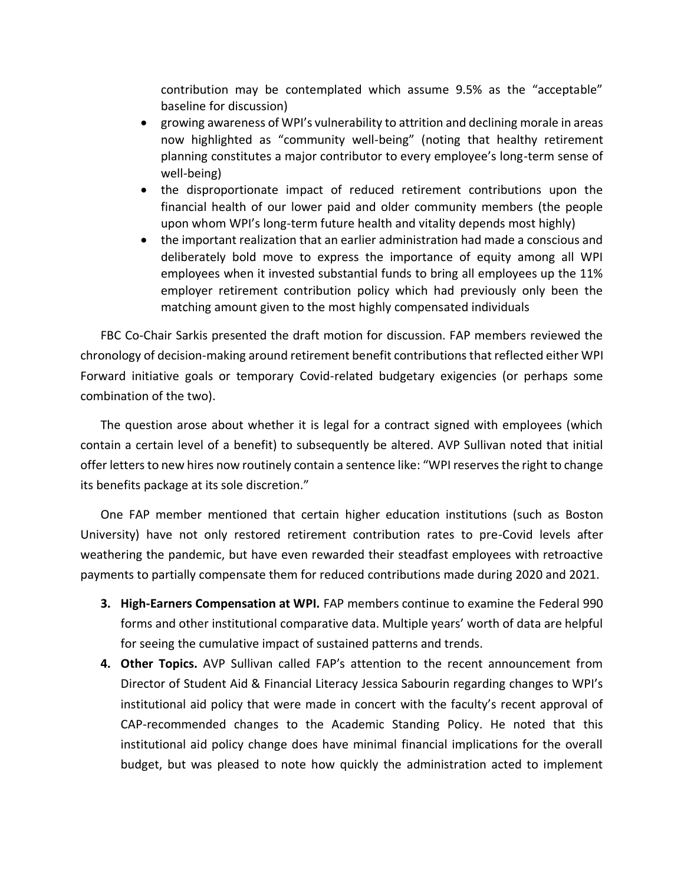contribution may be contemplated which assume 9.5% as the "acceptable" baseline for discussion)

- growing awareness of WPI's vulnerability to attrition and declining morale in areas now highlighted as "community well-being" (noting that healthy retirement planning constitutes a major contributor to every employee's long-term sense of well-being)
- the disproportionate impact of reduced retirement contributions upon the financial health of our lower paid and older community members (the people upon whom WPI's long-term future health and vitality depends most highly)
- the important realization that an earlier administration had made a conscious and deliberately bold move to express the importance of equity among all WPI employees when it invested substantial funds to bring all employees up the 11% employer retirement contribution policy which had previously only been the matching amount given to the most highly compensated individuals

FBC Co-Chair Sarkis presented the draft motion for discussion. FAP members reviewed the chronology of decision-making around retirement benefit contributions that reflected either WPI Forward initiative goals or temporary Covid-related budgetary exigencies (or perhaps some combination of the two).

The question arose about whether it is legal for a contract signed with employees (which contain a certain level of a benefit) to subsequently be altered. AVP Sullivan noted that initial offer letters to new hires now routinely contain a sentence like: "WPI reserves the right to change its benefits package at its sole discretion."

One FAP member mentioned that certain higher education institutions (such as Boston University) have not only restored retirement contribution rates to pre-Covid levels after weathering the pandemic, but have even rewarded their steadfast employees with retroactive payments to partially compensate them for reduced contributions made during 2020 and 2021.

3. **High-Earners Compensation at WPI.** FAP members continue to examine the Federal 990 forms and other institutional comparative data. Multiple years' worth of data are helpful for seeing the cumulative impact of sustained patterns and trends.
4. **Other Topics.** AVP Sullivan called FAP's attention to the recent announcement from Director of Student Aid & Financial Literacy Jessica Sabourin regarding changes to WPI's institutional aid policy that were made in concert with the faculty's recent approval of CAP-recommended changes to the Academic Standing Policy. He noted that this institutional aid policy change does have minimal financial implications for the overall budget, but was pleased to note how quickly the administration acted to implement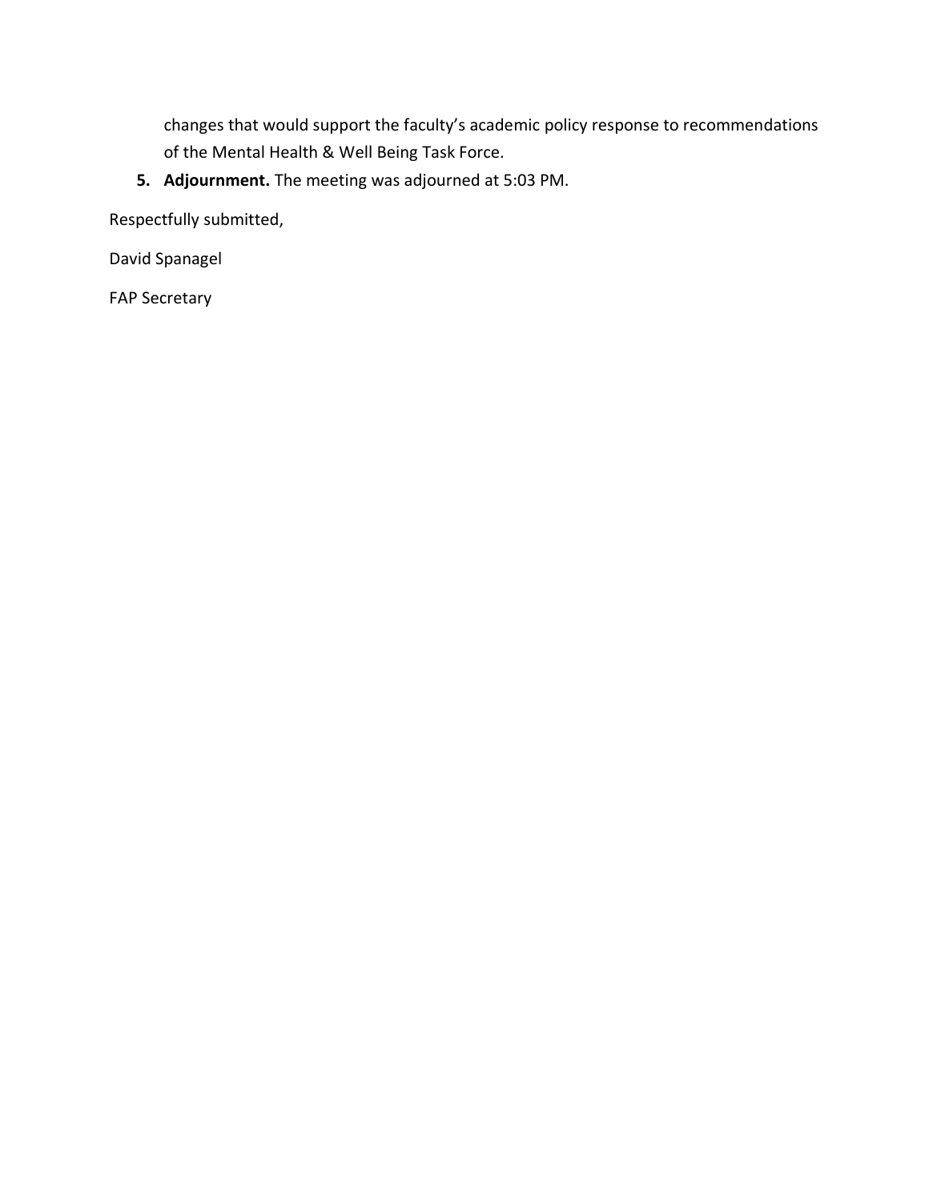changes that would support the faculty's academic policy response to recommendations of the Mental Health & Well Being Task Force.

5. **Adjournment.** The meeting was adjourned at 5:03 PM.

Respectfully submitted,

David Spanagel

FAP Secretary